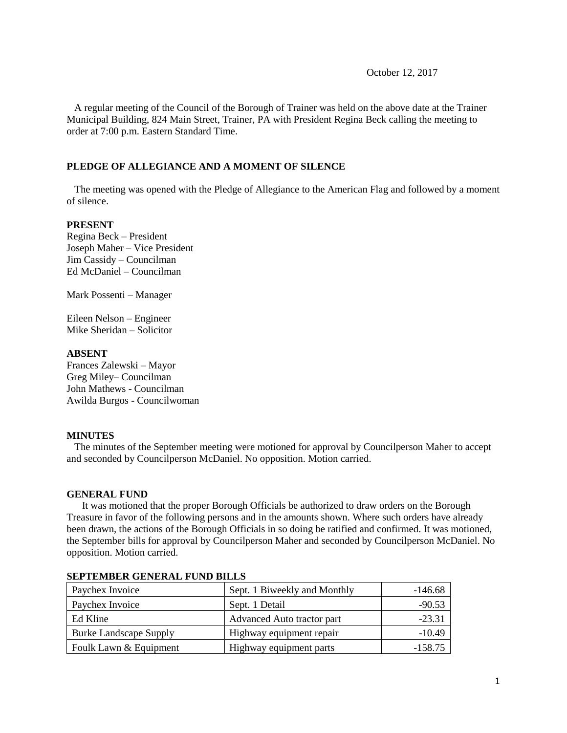October 12, 2017

A regular meeting of the Council of the Borough of Trainer was held on the above date at the Trainer Municipal Building, 824 Main Street, Trainer, PA with President Regina Beck calling the meeting to order at 7:00 p.m. Eastern Standard Time.

## PLEDGE OF ALLEGIANCE AND A MOMENT OF SILENCE

The meeting was opened with the Pledge of Allegiance to the American Flag and followed by a moment of silence.

## PRESENT

Regina Beck – President
Joseph Maher – Vice President
Jim Cassidy – Councilman
Ed McDaniel – Councilman

Mark Possenti – Manager

Eileen Nelson – Engineer
Mike Sheridan – Solicitor

## ABSENT

Frances Zalewski – Mayor
Greg Miley– Councilman
John Mathews - Councilman
Awilda Burgos - Councilwoman

## MINUTES

The minutes of the September meeting were motioned for approval by Councilperson Maher to accept and seconded by Councilperson McDaniel. No opposition. Motion carried.

## GENERAL FUND

It was motioned that the proper Borough Officials be authorized to draw orders on the Borough Treasure in favor of the following persons and in the amounts shown. Where such orders have already been drawn, the actions of the Borough Officials in so doing be ratified and confirmed. It was motioned, the September bills for approval by Councilperson Maher and seconded by Councilperson McDaniel. No opposition. Motion carried.

## SEPTEMBER GENERAL FUND BILLS

| | | |
|---|---|---|
| Paychex Invoice | Sept. 1 Biweekly and Monthly | -146.68 |
| Paychex Invoice | Sept. 1 Detail | -90.53 |
| Ed Kline | Advanced Auto tractor part | -23.31 |
| Burke Landscape Supply | Highway equipment repair | -10.49 |
| Foulk Lawn & Equipment | Highway equipment parts | -158.75 |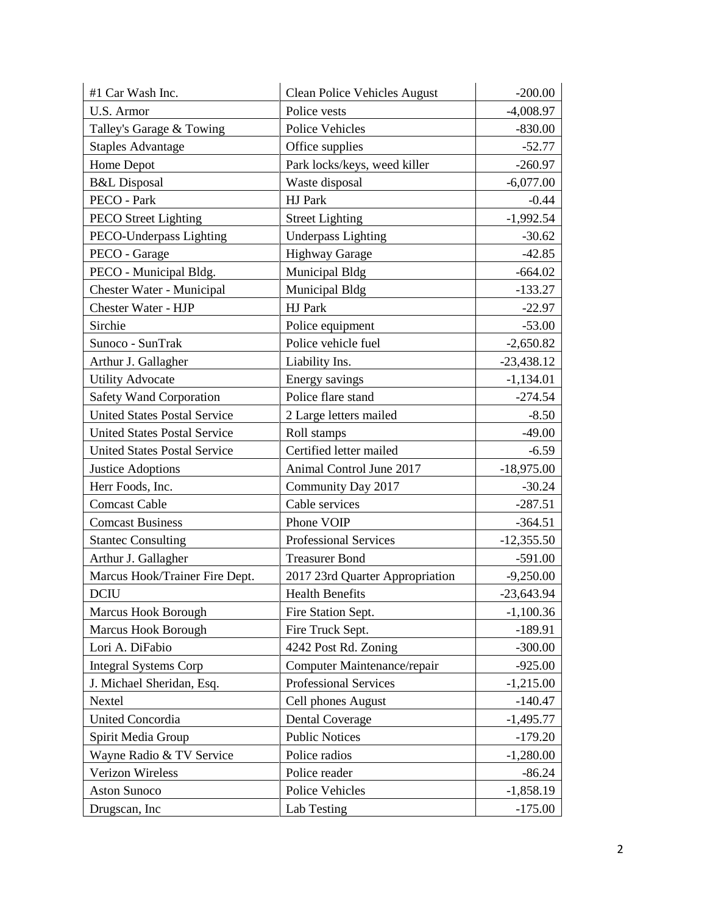| | | |
|---|---|---|
| #1 Car Wash Inc. | Clean Police Vehicles August | -200.00 |
| U.S. Armor | Police vests | -4,008.97 |
| Talley's Garage & Towing | Police Vehicles | -830.00 |
| Staples Advantage | Office supplies | -52.77 |
| Home Depot | Park locks/keys, weed killer | -260.97 |
| B&L Disposal | Waste disposal | -6,077.00 |
| PECO - Park | HJ Park | -0.44 |
| PECO Street Lighting | Street Lighting | -1,992.54 |
| PECO-Underpass Lighting | Underpass Lighting | -30.62 |
| PECO - Garage | Highway Garage | -42.85 |
| PECO - Municipal Bldg. | Municipal Bldg | -664.02 |
| Chester Water - Municipal | Municipal Bldg | -133.27 |
| Chester Water - HJP | HJ Park | -22.97 |
| Sirchie | Police equipment | -53.00 |
| Sunoco - SunTrak | Police vehicle fuel | -2,650.82 |
| Arthur J. Gallagher | Liability Ins. | -23,438.12 |
| Utility Advocate | Energy savings | -1,134.01 |
| Safety Wand Corporation | Police flare stand | -274.54 |
| United States Postal Service | 2 Large letters mailed | -8.50 |
| United States Postal Service | Roll stamps | -49.00 |
| United States Postal Service | Certified letter mailed | -6.59 |
| Justice Adoptions | Animal Control June 2017 | -18,975.00 |
| Herr Foods, Inc. | Community Day 2017 | -30.24 |
| Comcast Cable | Cable services | -287.51 |
| Comcast Business | Phone VOIP | -364.51 |
| Stantec Consulting | Professional Services | -12,355.50 |
| Arthur J. Gallagher | Treasurer Bond | -591.00 |
| Marcus Hook/Trainer Fire Dept. | 2017 23rd Quarter Appropriation | -9,250.00 |
| DCIU | Health Benefits | -23,643.94 |
| Marcus Hook Borough | Fire Station Sept. | -1,100.36 |
| Marcus Hook Borough | Fire Truck Sept. | -189.91 |
| Lori A. DiFabio | 4242 Post Rd. Zoning | -300.00 |
| Integral Systems Corp | Computer Maintenance/repair | -925.00 |
| J. Michael Sheridan, Esq. | Professional Services | -1,215.00 |
| Nextel | Cell phones August | -140.47 |
| United Concordia | Dental Coverage | -1,495.77 |
| Spirit Media Group | Public Notices | -179.20 |
| Wayne Radio & TV Service | Police radios | -1,280.00 |
| Verizon Wireless | Police reader | -86.24 |
| Aston Sunoco | Police Vehicles | -1,858.19 |
| Drugscan, Inc | Lab Testing | -175.00 |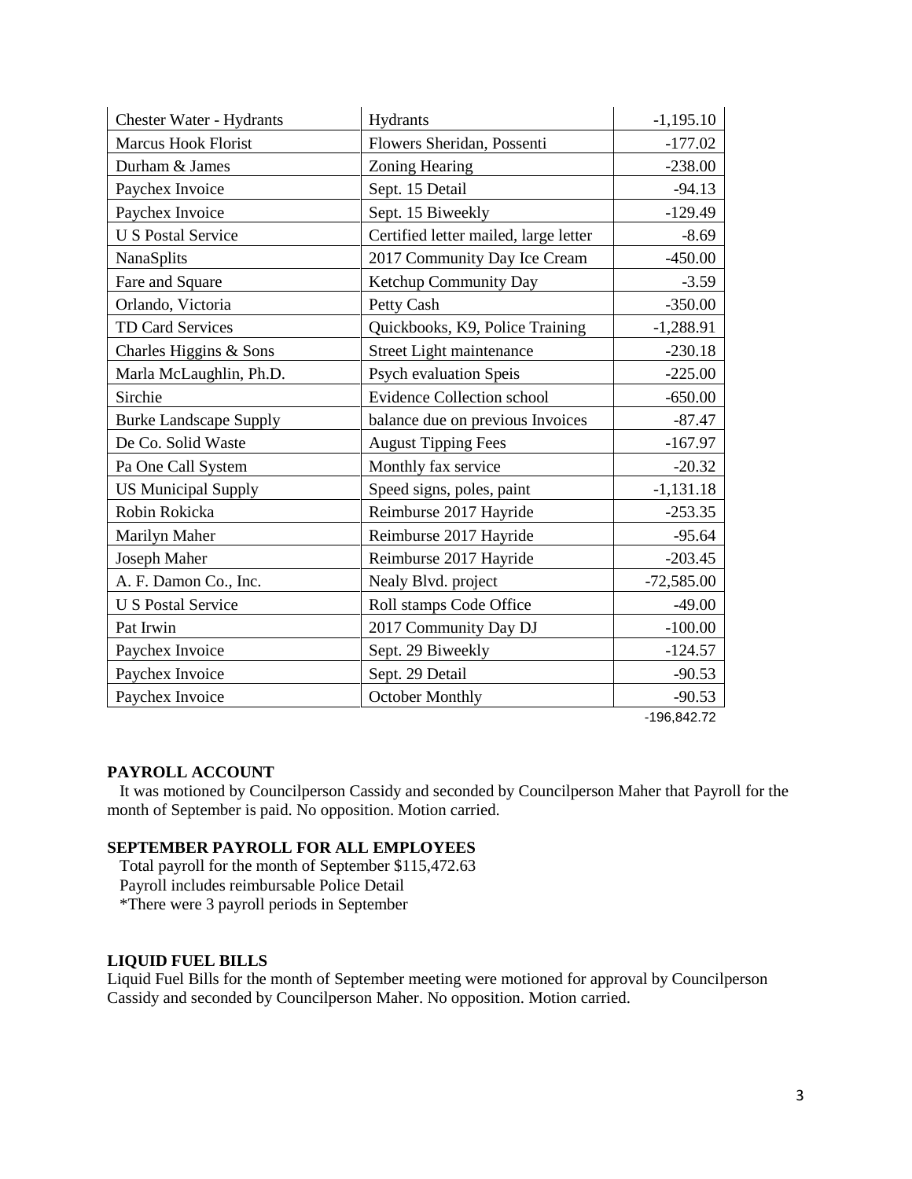| | | |
|---|---|---|
| Chester Water - Hydrants | Hydrants | -1,195.10 |
| Marcus Hook Florist | Flowers Sheridan, Possenti | -177.02 |
| Durham & James | Zoning Hearing | -238.00 |
| Paychex Invoice | Sept. 15 Detail | -94.13 |
| Paychex Invoice | Sept. 15 Biweekly | -129.49 |
| U S Postal Service | Certified letter mailed, large letter | -8.69 |
| NanaSplits | 2017 Community Day Ice Cream | -450.00 |
| Fare and Square | Ketchup Community Day | -3.59 |
| Orlando, Victoria | Petty Cash | -350.00 |
| TD Card Services | Quickbooks, K9, Police Training | -1,288.91 |
| Charles Higgins & Sons | Street Light maintenance | -230.18 |
| Marla McLaughlin, Ph.D. | Psych evaluation Speis | -225.00 |
| Sirchie | Evidence Collection school | -650.00 |
| Burke Landscape Supply | balance due on previous Invoices | -87.47 |
| De Co. Solid Waste | August Tipping Fees | -167.97 |
| Pa One Call System | Monthly fax service | -20.32 |
| US Municipal Supply | Speed signs, poles, paint | -1,131.18 |
| Robin Rokicka | Reimburse 2017 Hayride | -253.35 |
| Marilyn Maher | Reimburse 2017 Hayride | -95.64 |
| Joseph Maher | Reimburse 2017 Hayride | -203.45 |
| A. F. Damon Co., Inc. | Nealy Blvd. project | -72,585.00 |
| U S Postal Service | Roll stamps Code Office | -49.00 |
| Pat Irwin | 2017 Community Day DJ | -100.00 |
| Paychex Invoice | Sept. 29 Biweekly | -124.57 |
| Paychex Invoice | Sept. 29 Detail | -90.53 |
| Paychex Invoice | October Monthly | -90.53 |
| | | -196,842.72 |

**PAYROLL ACCOUNT**

It was motioned by Councilperson Cassidy and seconded by Councilperson Maher that Payroll for the month of September is paid. No opposition. Motion carried.

**SEPTEMBER PAYROLL FOR ALL EMPLOYEES**

Total payroll for the month of September $115,472.63
Payroll includes reimbursable Police Detail
*There were 3 payroll periods in September

**LIQUID FUEL BILLS**

Liquid Fuel Bills for the month of September meeting were motioned for approval by Councilperson Cassidy and seconded by Councilperson Maher. No opposition. Motion carried.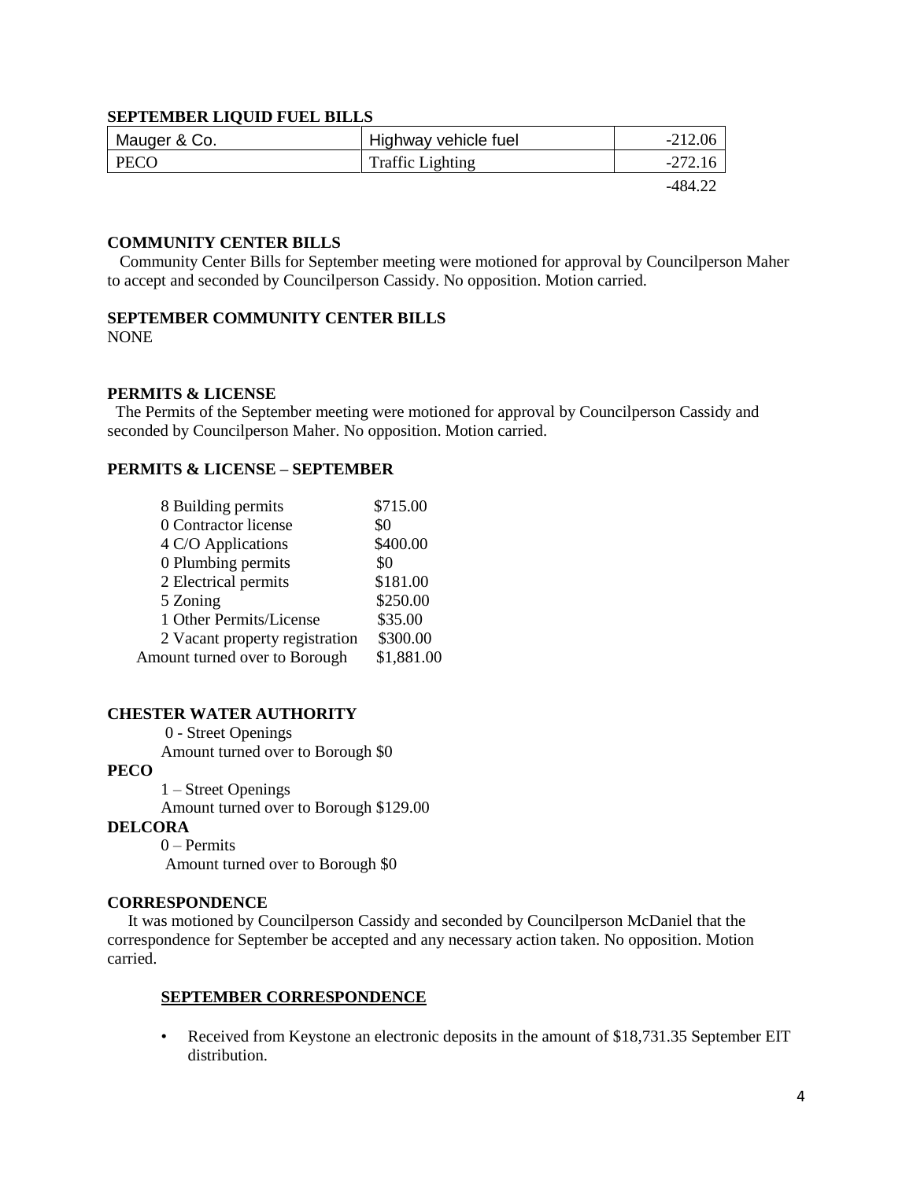**SEPTEMBER LIQUID FUEL BILLS**

| Mauger & Co. | Highway vehicle fuel | -212.06 |
|---|---|---|
| PECO | Traffic Lighting | -272.16 |
| | | -484.22 |

**COMMUNITY CENTER BILLS**

Community Center Bills for September meeting were motioned for approval by Councilperson Maher to accept and seconded by Councilperson Cassidy. No opposition. Motion carried.

**SEPTEMBER COMMUNITY CENTER BILLS**

NONE

**PERMITS & LICENSE**

The Permits of the September meeting were motioned for approval by Councilperson Cassidy and seconded by Councilperson Maher. No opposition. Motion carried.

**PERMITS & LICENSE – SEPTEMBER**

| | |
|---|---|
| 8 Building permits | $715.00 |
| 0 Contractor license | $0 |
| 4 C/O Applications | $400.00 |
| 0 Plumbing permits | $0 |
| 2 Electrical permits | $181.00 |
| 5 Zoning | $250.00 |
| 1 Other Permits/License | $35.00 |
| 2 Vacant property registration | $300.00 |
| Amount turned over to Borough | $1,881.00 |

**CHESTER WATER AUTHORITY**

0 - Street Openings
Amount turned over to Borough $0

**PECO**

1 – Street Openings
Amount turned over to Borough $129.00

**DELCORA**

0 – Permits
Amount turned over to Borough $0

**CORRESPONDENCE**

It was motioned by Councilperson Cassidy and seconded by Councilperson McDaniel that the correspondence for September be accepted and any necessary action taken. No opposition. Motion carried.

**SEPTEMBER CORRESPONDENCE**

- Received from Keystone an electronic deposits in the amount of $18,731.35 September EIT distribution.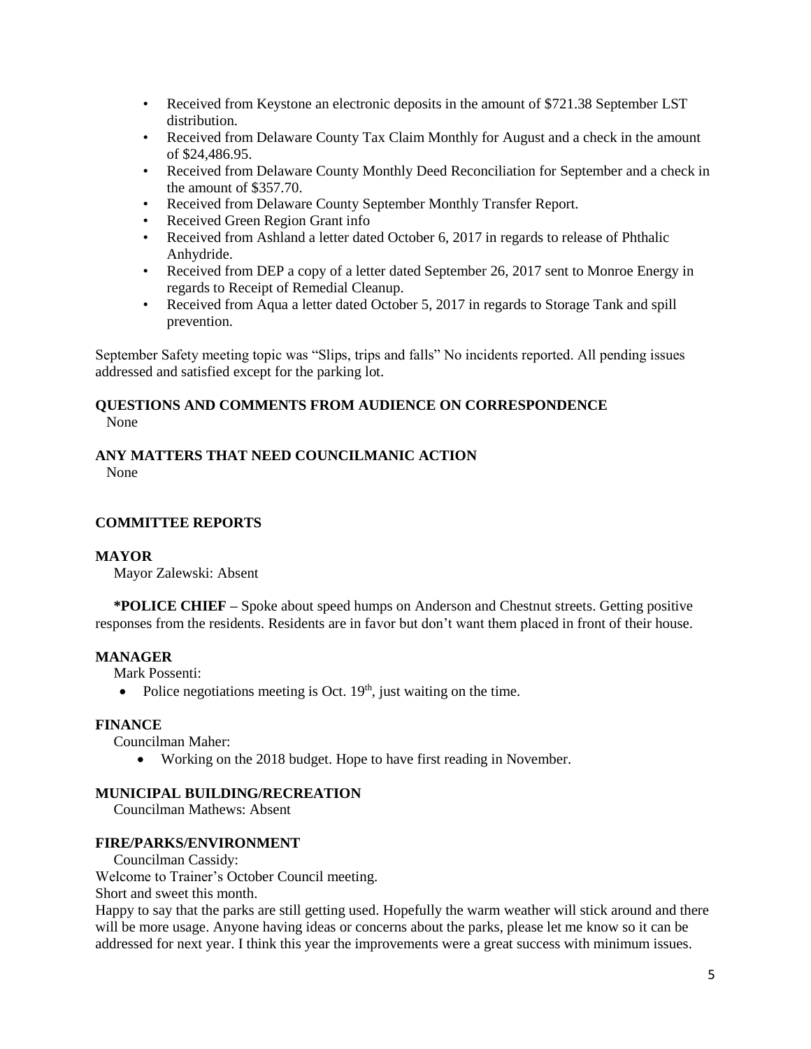- Received from Keystone an electronic deposits in the amount of $721.38 September LST distribution.
- Received from Delaware County Tax Claim Monthly for August and a check in the amount of $24,486.95.
- Received from Delaware County Monthly Deed Reconciliation for September and a check in the amount of $357.70.
- Received from Delaware County September Monthly Transfer Report.
- Received Green Region Grant info
- Received from Ashland a letter dated October 6, 2017 in regards to release of Phthalic Anhydride.
- Received from DEP a copy of a letter dated September 26, 2017 sent to Monroe Energy in regards to Receipt of Remedial Cleanup.
- Received from Aqua a letter dated October 5, 2017 in regards to Storage Tank and spill prevention.

September Safety meeting topic was "Slips, trips and falls" No incidents reported. All pending issues addressed and satisfied except for the parking lot.

**QUESTIONS AND COMMENTS FROM AUDIENCE ON CORRESPONDENCE**

None

**ANY MATTERS THAT NEED COUNCILMANIC ACTION**

None

**COMMITTEE REPORTS**

**MAYOR**

Mayor Zalewski: Absent

**\*POLICE CHIEF –** Spoke about speed humps on Anderson and Chestnut streets. Getting positive responses from the residents. Residents are in favor but don't want them placed in front of their house.

**MANAGER**

Mark Possenti:

- Police negotiations meeting is Oct. 19th, just waiting on the time.

**FINANCE**

Councilman Maher:

- Working on the 2018 budget. Hope to have first reading in November.

**MUNICIPAL BUILDING/RECREATION**

Councilman Mathews: Absent

**FIRE/PARKS/ENVIRONMENT**

Councilman Cassidy:

Welcome to Trainer's October Council meeting.

Short and sweet this month.

Happy to say that the parks are still getting used. Hopefully the warm weather will stick around and there will be more usage. Anyone having ideas or concerns about the parks, please let me know so it can be addressed for next year. I think this year the improvements were a great success with minimum issues.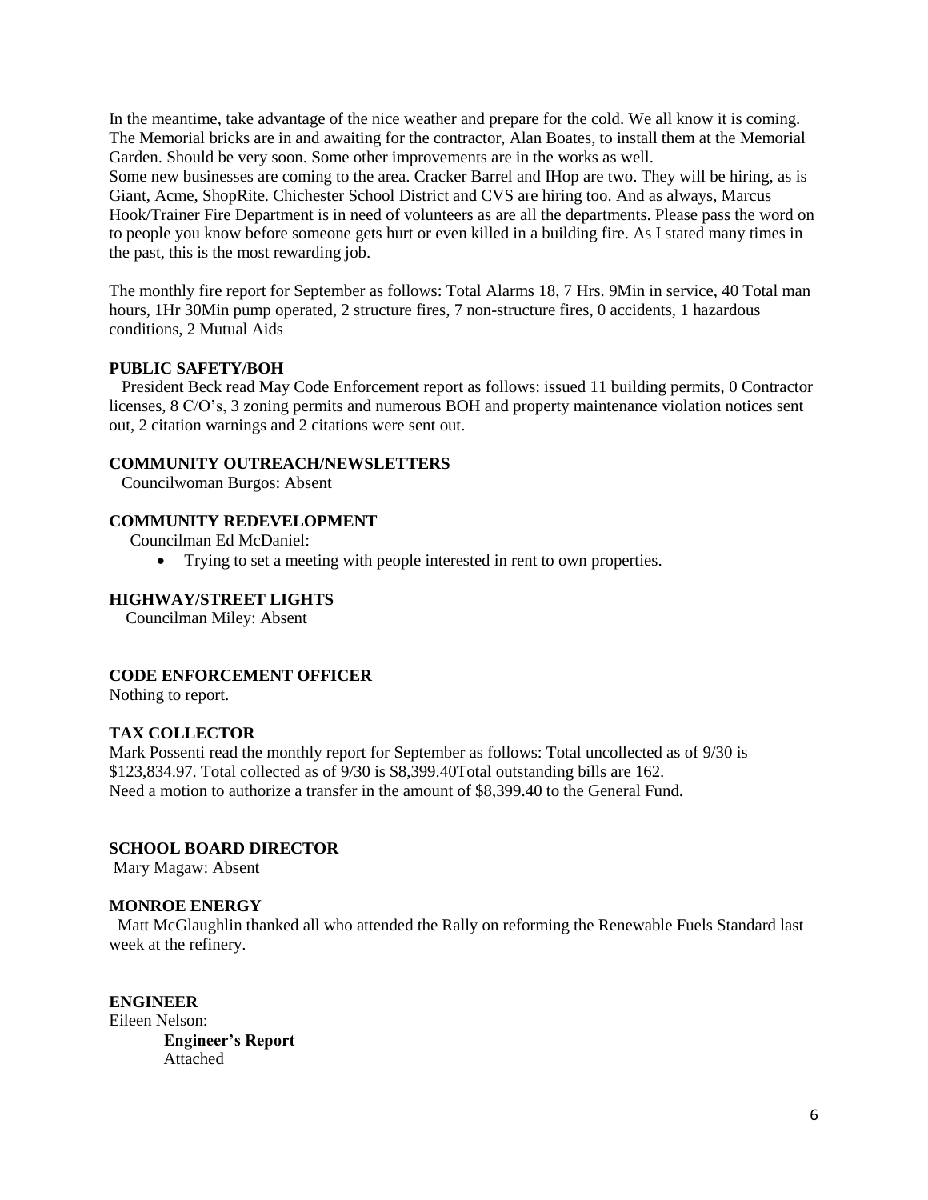In the meantime, take advantage of the nice weather and prepare for the cold. We all know it is coming. The Memorial bricks are in and awaiting for the contractor, Alan Boates, to install them at the Memorial Garden. Should be very soon. Some other improvements are in the works as well.
Some new businesses are coming to the area. Cracker Barrel and IHop are two. They will be hiring, as is Giant, Acme, ShopRite. Chichester School District and CVS are hiring too. And as always, Marcus Hook/Trainer Fire Department is in need of volunteers as are all the departments. Please pass the word on to people you know before someone gets hurt or even killed in a building fire. As I stated many times in the past, this is the most rewarding job.

The monthly fire report for September as follows: Total Alarms 18, 7 Hrs. 9Min in service, 40 Total man hours, 1Hr 30Min pump operated, 2 structure fires, 7 non-structure fires, 0 accidents, 1 hazardous conditions, 2 Mutual Aids

**PUBLIC SAFETY/BOH**

President Beck read May Code Enforcement report as follows: issued 11 building permits, 0 Contractor licenses, 8 C/O's, 3 zoning permits and numerous BOH and property maintenance violation notices sent out, 2 citation warnings and 2 citations were sent out.

**COMMUNITY OUTREACH/NEWSLETTERS**

Councilwoman Burgos: Absent

**COMMUNITY REDEVELOPMENT**

Councilman Ed McDaniel:

- Trying to set a meeting with people interested in rent to own properties.

**HIGHWAY/STREET LIGHTS**

Councilman Miley: Absent

**CODE ENFORCEMENT OFFICER**

Nothing to report.

**TAX COLLECTOR**

Mark Possenti read the monthly report for September as follows: Total uncollected as of 9/30 is $123,834.97. Total collected as of 9/30 is $8,399.40Total outstanding bills are 162.
Need a motion to authorize a transfer in the amount of $8,399.40 to the General Fund.

**SCHOOL BOARD DIRECTOR**

Mary Magaw: Absent

**MONROE ENERGY**

Matt McGlaughlin thanked all who attended the Rally on reforming the Renewable Fuels Standard last week at the refinery.

**ENGINEER**

Eileen Nelson:

**Engineer's Report**
Attached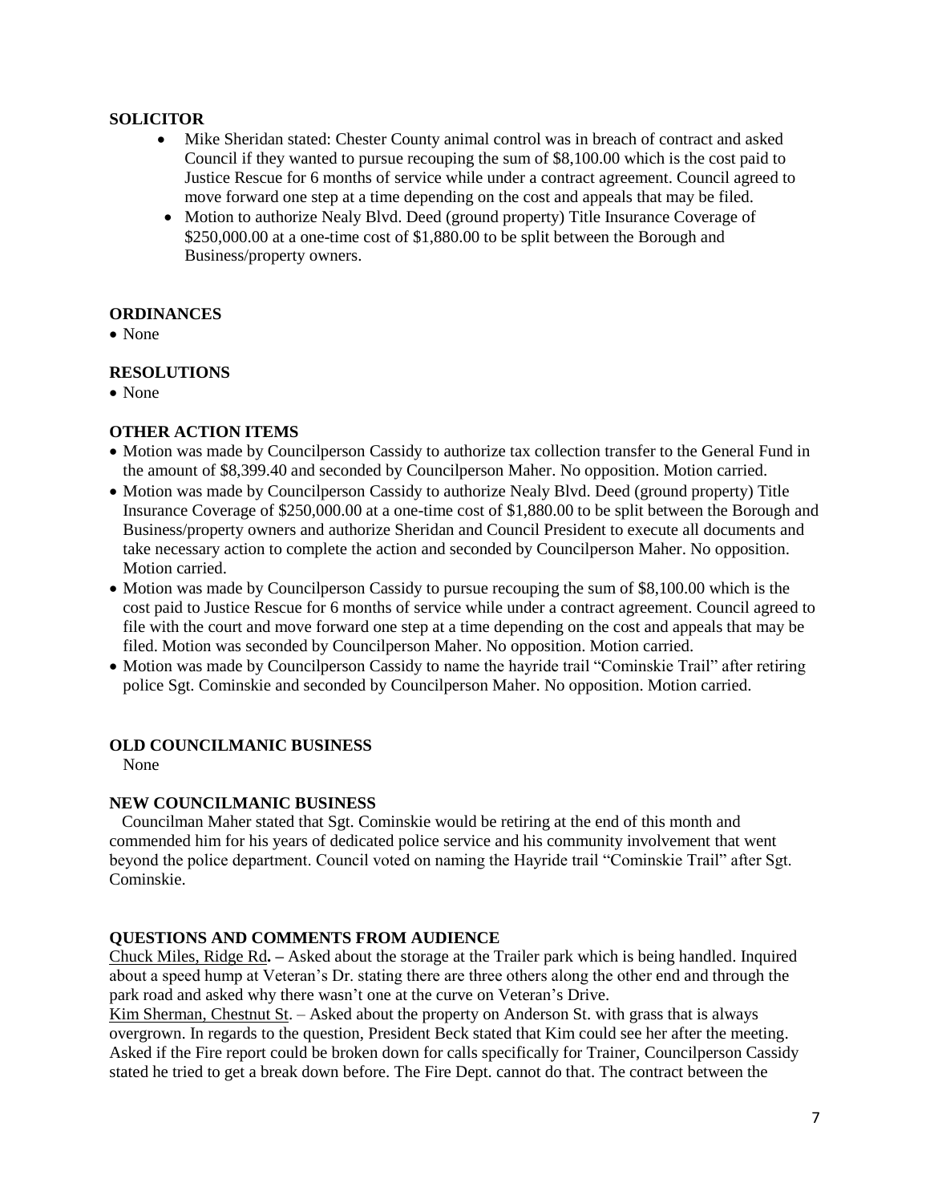### SOLICITOR

- Mike Sheridan stated: Chester County animal control was in breach of contract and asked Council if they wanted to pursue recouping the sum of $8,100.00 which is the cost paid to Justice Rescue for 6 months of service while under a contract agreement. Council agreed to move forward one step at a time depending on the cost and appeals that may be filed.
- Motion to authorize Nealy Blvd. Deed (ground property) Title Insurance Coverage of $250,000.00 at a one-time cost of $1,880.00 to be split between the Borough and Business/property owners.

### ORDINANCES

- None

### RESOLUTIONS

- None

### OTHER ACTION ITEMS

- Motion was made by Councilperson Cassidy to authorize tax collection transfer to the General Fund in the amount of $8,399.40 and seconded by Councilperson Maher. No opposition. Motion carried.
- Motion was made by Councilperson Cassidy to authorize Nealy Blvd. Deed (ground property) Title Insurance Coverage of $250,000.00 at a one-time cost of $1,880.00 to be split between the Borough and Business/property owners and authorize Sheridan and Council President to execute all documents and take necessary action to complete the action and seconded by Councilperson Maher. No opposition. Motion carried.
- Motion was made by Councilperson Cassidy to pursue recouping the sum of $8,100.00 which is the cost paid to Justice Rescue for 6 months of service while under a contract agreement. Council agreed to file with the court and move forward one step at a time depending on the cost and appeals that may be filed. Motion was seconded by Councilperson Maher. No opposition. Motion carried.
- Motion was made by Councilperson Cassidy to name the hayride trail "Cominskie Trail" after retiring police Sgt. Cominskie and seconded by Councilperson Maher. No opposition. Motion carried.

### OLD COUNCILMANIC BUSINESS

None

### NEW COUNCILMANIC BUSINESS

Councilman Maher stated that Sgt. Cominskie would be retiring at the end of this month and commended him for his years of dedicated police service and his community involvement that went beyond the police department. Council voted on naming the Hayride trail "Cominskie Trail" after Sgt. Cominskie.

### QUESTIONS AND COMMENTS FROM AUDIENCE

Chuck Miles, Ridge Rd**.** – Asked about the storage at the Trailer park which is being handled. Inquired about a speed hump at Veteran's Dr. stating there are three others along the other end and through the park road and asked why there wasn't one at the curve on Veteran's Drive.

Kim Sherman, Chestnut St. – Asked about the property on Anderson St. with grass that is always overgrown. In regards to the question, President Beck stated that Kim could see her after the meeting. Asked if the Fire report could be broken down for calls specifically for Trainer, Councilperson Cassidy stated he tried to get a break down before. The Fire Dept. cannot do that. The contract between the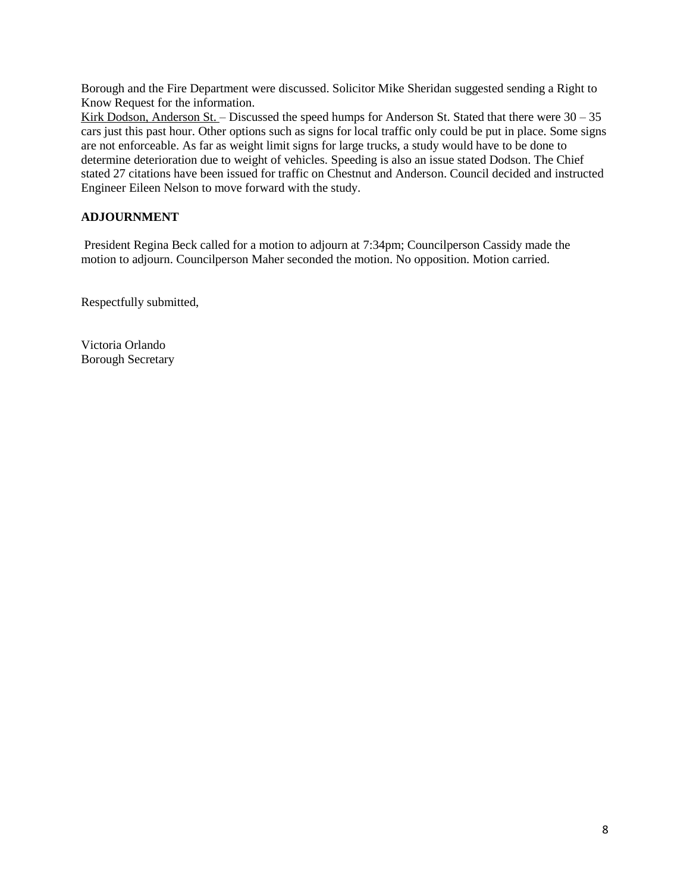Borough and the Fire Department were discussed. Solicitor Mike Sheridan suggested sending a Right to Know Request for the information.

<u>Kirk Dodson, Anderson St.</u> – Discussed the speed humps for Anderson St. Stated that there were 30 – 35 cars just this past hour. Other options such as signs for local traffic only could be put in place. Some signs are not enforceable. As far as weight limit signs for large trucks, a study would have to be done to determine deterioration due to weight of vehicles. Speeding is also an issue stated Dodson. The Chief stated 27 citations have been issued for traffic on Chestnut and Anderson. Council decided and instructed Engineer Eileen Nelson to move forward with the study.

**ADJOURNMENT**

President Regina Beck called for a motion to adjourn at 7:34pm; Councilperson Cassidy made the motion to adjourn. Councilperson Maher seconded the motion. No opposition. Motion carried.

Respectfully submitted,

Victoria Orlando
Borough Secretary